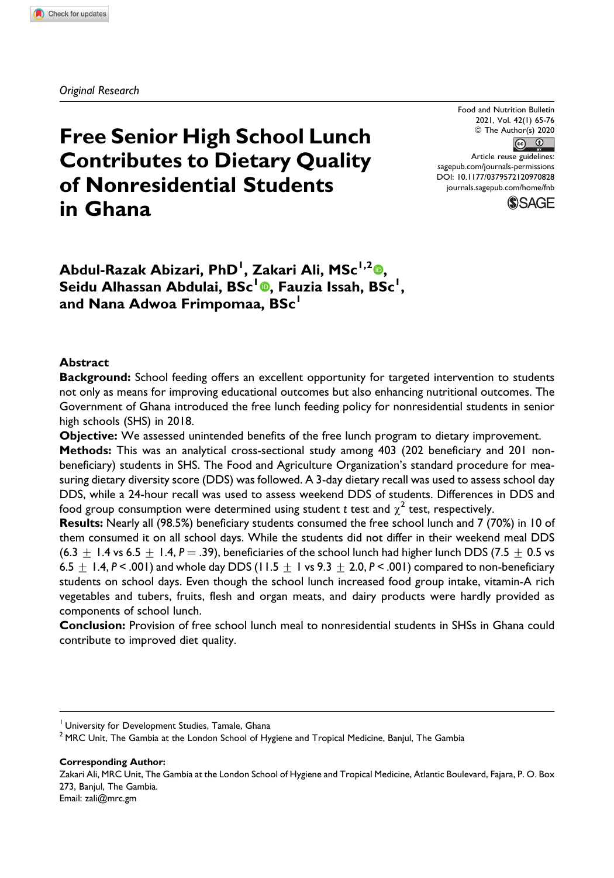*Original Research*

# Free Senior High School Lunch Contributes to Dietary Quality of Nonresidential Students in Ghana

Food and Nutrition Bulletin
2021, Vol. 42(1) 65-76
© The Author(s) 2020
Article reuse guidelines:
sagepub.com/journals-permissions
DOI: 10.1177/0379572120970828
journals.sagepub.com/home/fnb

**Abdul-Razak Abizari, PhD[1], Zakari Ali, MSc[1,2], Seidu Alhassan Abdulai, BSc[1], Fauzia Issah, BSc[1], and Nana Adwoa Frimpomaa, BSc[1]**

## Abstract

**Background:** School feeding offers an excellent opportunity for targeted intervention to students not only as means for improving educational outcomes but also enhancing nutritional outcomes. The Government of Ghana introduced the free lunch feeding policy for nonresidential students in senior high schools (SHS) in 2018.

**Objective:** We assessed unintended benefits of the free lunch program to dietary improvement.

**Methods:** This was an analytical cross-sectional study among 403 (202 beneficiary and 201 non-beneficiary) students in SHS. The Food and Agriculture Organization's standard procedure for measuring dietary diversity score (DDS) was followed. A 3-day dietary recall was used to assess school day DDS, while a 24-hour recall was used to assess weekend DDS of students. Differences in DDS and food group consumption were determined using student *t* test and $\chi^2$ test, respectively.

**Results:** Nearly all (98.5%) beneficiary students consumed the free school lunch and 7 (70%) in 10 of them consumed it on all school days. While the students did not differ in their weekend meal DDS ($6.3 \pm 1.4$ vs $6.5 \pm 1.4$, $P = .39$), beneficiaries of the school lunch had higher lunch DDS ($7.5 \pm 0.5$ vs $6.5 \pm 1.4$, $P < .001$) and whole day DDS ($11.5 \pm 1$ vs $9.3 \pm 2.0$, $P < .001$) compared to non-beneficiary students on school days. Even though the school lunch increased food group intake, vitamin-A rich vegetables and tubers, fruits, flesh and organ meats, and dairy products were hardly provided as components of school lunch.

**Conclusion:** Provision of free school lunch meal to nonresidential students in SHSs in Ghana could contribute to improved diet quality.

---

[1] University for Development Studies, Tamale, Ghana
[2] MRC Unit, The Gambia at the London School of Hygiene and Tropical Medicine, Banjul, The Gambia

**Corresponding Author:**
Zakari Ali, MRC Unit, The Gambia at the London School of Hygiene and Tropical Medicine, Atlantic Boulevard, Fajara, P. O. Box 273, Banjul, The Gambia.
Email: zali@mrc.gm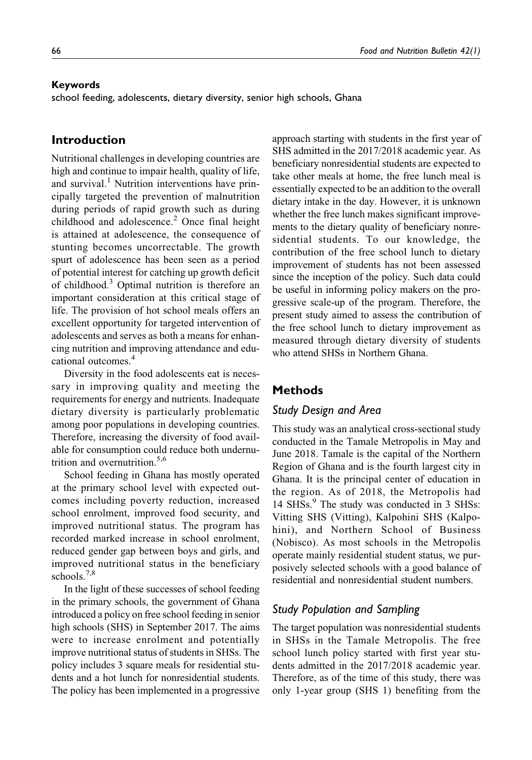**Keywords**

school feeding, adolescents, dietary diversity, senior high schools, Ghana

## Introduction

Nutritional challenges in developing countries are high and continue to impair health, quality of life, and survival.[1] Nutrition interventions have principally targeted the prevention of malnutrition during periods of rapid growth such as during childhood and adolescence.[2] Once final height is attained at adolescence, the consequence of stunting becomes uncorrectable. The growth spurt of adolescence has been seen as a period of potential interest for catching up growth deficit of childhood.[3] Optimal nutrition is therefore an important consideration at this critical stage of life. The provision of hot school meals offers an excellent opportunity for targeted intervention of adolescents and serves as both a means for enhancing nutrition and improving attendance and educational outcomes.[4]

Diversity in the food adolescents eat is necessary in improving quality and meeting the requirements for energy and nutrients. Inadequate dietary diversity is particularly problematic among poor populations in developing countries. Therefore, increasing the diversity of food available for consumption could reduce both undernutrition and overnutrition.[5,6]

School feeding in Ghana has mostly operated at the primary school level with expected outcomes including poverty reduction, increased school enrolment, improved food security, and improved nutritional status. The program has recorded marked increase in school enrolment, reduced gender gap between boys and girls, and improved nutritional status in the beneficiary schools.[7,8]

In the light of these successes of school feeding in the primary schools, the government of Ghana introduced a policy on free school feeding in senior high schools (SHS) in September 2017. The aims were to increase enrolment and potentially improve nutritional status of students in SHSs. The policy includes 3 square meals for residential students and a hot lunch for nonresidential students. The policy has been implemented in a progressive approach starting with students in the first year of SHS admitted in the 2017/2018 academic year. As beneficiary nonresidential students are expected to take other meals at home, the free lunch meal is essentially expected to be an addition to the overall dietary intake in the day. However, it is unknown whether the free lunch makes significant improvements to the dietary quality of beneficiary nonresidential students. To our knowledge, the contribution of the free school lunch to dietary improvement of students has not been assessed since the inception of the policy. Such data could be useful in informing policy makers on the progressive scale-up of the program. Therefore, the present study aimed to assess the contribution of the free school lunch to dietary improvement as measured through dietary diversity of students who attend SHSs in Northern Ghana.

## Methods

### *Study Design and Area*

This study was an analytical cross-sectional study conducted in the Tamale Metropolis in May and June 2018. Tamale is the capital of the Northern Region of Ghana and is the fourth largest city in Ghana. It is the principal center of education in the region. As of 2018, the Metropolis had 14 SHSs.[9] The study was conducted in 3 SHSs: Vitting SHS (Vitting), Kalpohini SHS (Kalpohini), and Northern School of Business (Nobisco). As most schools in the Metropolis operate mainly residential student status, we purposively selected schools with a good balance of residential and nonresidential student numbers.

### *Study Population and Sampling*

The target population was nonresidential students in SHSs in the Tamale Metropolis. The free school lunch policy started with first year students admitted in the 2017/2018 academic year. Therefore, as of the time of this study, there was only 1-year group (SHS 1) benefiting from the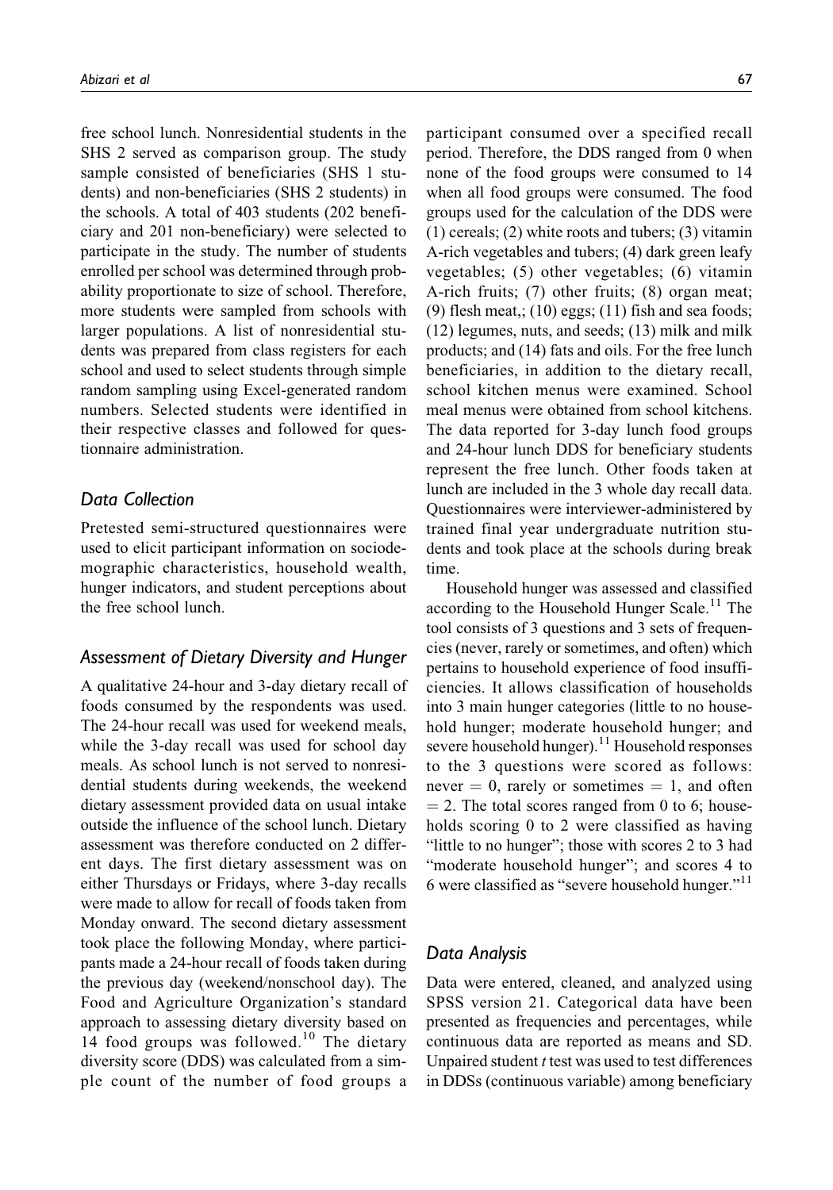free school lunch. Nonresidential students in the SHS 2 served as comparison group. The study sample consisted of beneficiaries (SHS 1 students) and non-beneficiaries (SHS 2 students) in the schools. A total of 403 students (202 beneficiary and 201 non-beneficiary) were selected to participate in the study. The number of students enrolled per school was determined through probability proportionate to size of school. Therefore, more students were sampled from schools with larger populations. A list of nonresidential students was prepared from class registers for each school and used to select students through simple random sampling using Excel-generated random numbers. Selected students were identified in their respective classes and followed for questionnaire administration.

## Data Collection

Pretested semi-structured questionnaires were used to elicit participant information on sociodemographic characteristics, household wealth, hunger indicators, and student perceptions about the free school lunch.

## Assessment of Dietary Diversity and Hunger

A qualitative 24-hour and 3-day dietary recall of foods consumed by the respondents was used. The 24-hour recall was used for weekend meals, while the 3-day recall was used for school day meals. As school lunch is not served to nonresidential students during weekends, the weekend dietary assessment provided data on usual intake outside the influence of the school lunch. Dietary assessment was therefore conducted on 2 different days. The first dietary assessment was on either Thursdays or Fridays, where 3-day recalls were made to allow for recall of foods taken from Monday onward. The second dietary assessment took place the following Monday, where participants made a 24-hour recall of foods taken during the previous day (weekend/nonschool day). The Food and Agriculture Organization's standard approach to assessing dietary diversity based on 14 food groups was followed.[10] The dietary diversity score (DDS) was calculated from a simple count of the number of food groups a participant consumed over a specified recall period. Therefore, the DDS ranged from 0 when none of the food groups were consumed to 14 when all food groups were consumed. The food groups used for the calculation of the DDS were (1) cereals; (2) white roots and tubers; (3) vitamin A-rich vegetables and tubers; (4) dark green leafy vegetables; (5) other vegetables; (6) vitamin A-rich fruits; (7) other fruits; (8) organ meat; (9) flesh meat,; (10) eggs; (11) fish and sea foods; (12) legumes, nuts, and seeds; (13) milk and milk products; and (14) fats and oils. For the free lunch beneficiaries, in addition to the dietary recall, school kitchen menus were examined. School meal menus were obtained from school kitchens. The data reported for 3-day lunch food groups and 24-hour lunch DDS for beneficiary students represent the free lunch. Other foods taken at lunch are included in the 3 whole day recall data. Questionnaires were interviewer-administered by trained final year undergraduate nutrition students and took place at the schools during break time.

Household hunger was assessed and classified according to the Household Hunger Scale.[11] The tool consists of 3 questions and 3 sets of frequencies (never, rarely or sometimes, and often) which pertains to household experience of food insufficiencies. It allows classification of households into 3 main hunger categories (little to no household hunger; moderate household hunger; and severe household hunger).[11] Household responses to the 3 questions were scored as follows: never = 0, rarely or sometimes = 1, and often = 2. The total scores ranged from 0 to 6; households scoring 0 to 2 were classified as having "little to no hunger"; those with scores 2 to 3 had "moderate household hunger"; and scores 4 to 6 were classified as "severe household hunger."[11]

## Data Analysis

Data were entered, cleaned, and analyzed using SPSS version 21. Categorical data have been presented as frequencies and percentages, while continuous data are reported as means and SD. Unpaired student *t* test was used to test differences in DDSs (continuous variable) among beneficiary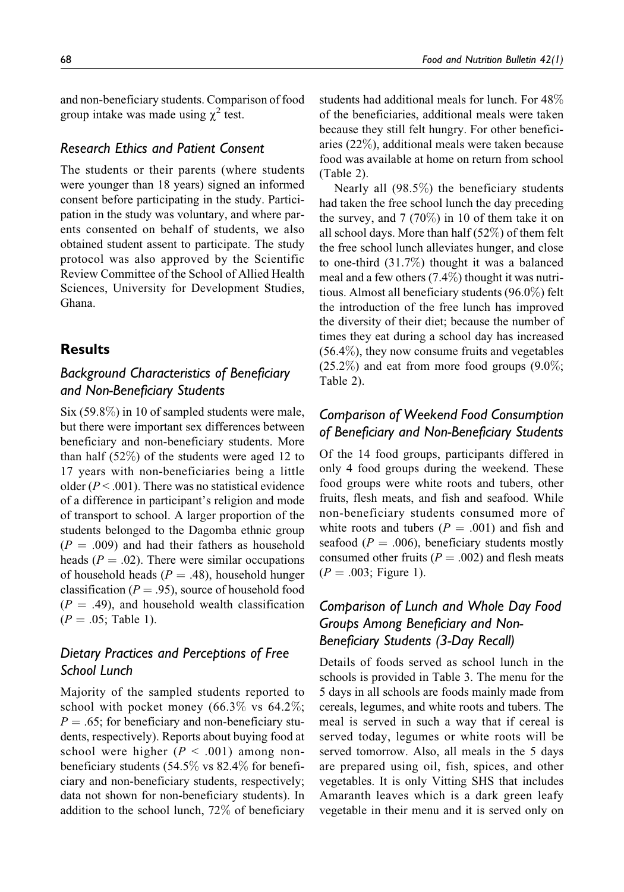and non-beneficiary students. Comparison of food group intake was made using $\chi^2$ test.

### *Research Ethics and Patient Consent*

The students or their parents (where students were younger than 18 years) signed an informed consent before participating in the study. Participation in the study was voluntary, and where parents consented on behalf of students, we also obtained student assent to participate. The study protocol was also approved by the Scientific Review Committee of the School of Allied Health Sciences, University for Development Studies, Ghana.

## Results

### *Background Characteristics of Beneficiary and Non-Beneficiary Students*

Six (59.8%) in 10 of sampled students were male, but there were important sex differences between beneficiary and non-beneficiary students. More than half (52%) of the students were aged 12 to 17 years with non-beneficiaries being a little older ($P < .001$). There was no statistical evidence of a difference in participant's religion and mode of transport to school. A larger proportion of the students belonged to the Dagomba ethnic group ($P = .009$) and had their fathers as household heads ($P = .02$). There were similar occupations of household heads ($P = .48$), household hunger classification ($P = .95$), source of household food ($P = .49$), and household wealth classification ($P = .05$; Table 1).

### *Dietary Practices and Perceptions of Free School Lunch*

Majority of the sampled students reported to school with pocket money (66.3% vs 64.2%; $P = .65$; for beneficiary and non-beneficiary students, respectively). Reports about buying food at school were higher ($P < .001$) among non-beneficiary students (54.5% vs 82.4% for beneficiary and non-beneficiary students, respectively; data not shown for non-beneficiary students). In addition to the school lunch, 72% of beneficiary students had additional meals for lunch. For 48% of the beneficiaries, additional meals were taken because they still felt hungry. For other beneficiaries (22%), additional meals were taken because food was available at home on return from school (Table 2).

Nearly all (98.5%) the beneficiary students had taken the free school lunch the day preceding the survey, and 7 (70%) in 10 of them take it on all school days. More than half (52%) of them felt the free school lunch alleviates hunger, and close to one-third (31.7%) thought it was a balanced meal and a few others (7.4%) thought it was nutritious. Almost all beneficiary students (96.0%) felt the introduction of the free lunch has improved the diversity of their diet; because the number of times they eat during a school day has increased (56.4%), they now consume fruits and vegetables (25.2%) and eat from more food groups (9.0%; Table 2).

### *Comparison of Weekend Food Consumption of Beneficiary and Non-Beneficiary Students*

Of the 14 food groups, participants differed in only 4 food groups during the weekend. These food groups were white roots and tubers, other fruits, flesh meats, and fish and seafood. While non-beneficiary students consumed more of white roots and tubers ($P = .001$) and fish and seafood ($P = .006$), beneficiary students mostly consumed other fruits ($P = .002$) and flesh meats ($P = .003$; Figure 1).

### *Comparison of Lunch and Whole Day Food Groups Among Beneficiary and Non-Beneficiary Students (3-Day Recall)*

Details of foods served as school lunch in the schools is provided in Table 3. The menu for the 5 days in all schools are foods mainly made from cereals, legumes, and white roots and tubers. The meal is served in such a way that if cereal is served today, legumes or white roots will be served tomorrow. Also, all meals in the 5 days are prepared using oil, fish, spices, and other vegetables. It is only Vitting SHS that includes Amaranth leaves which is a dark green leafy vegetable in their menu and it is served only on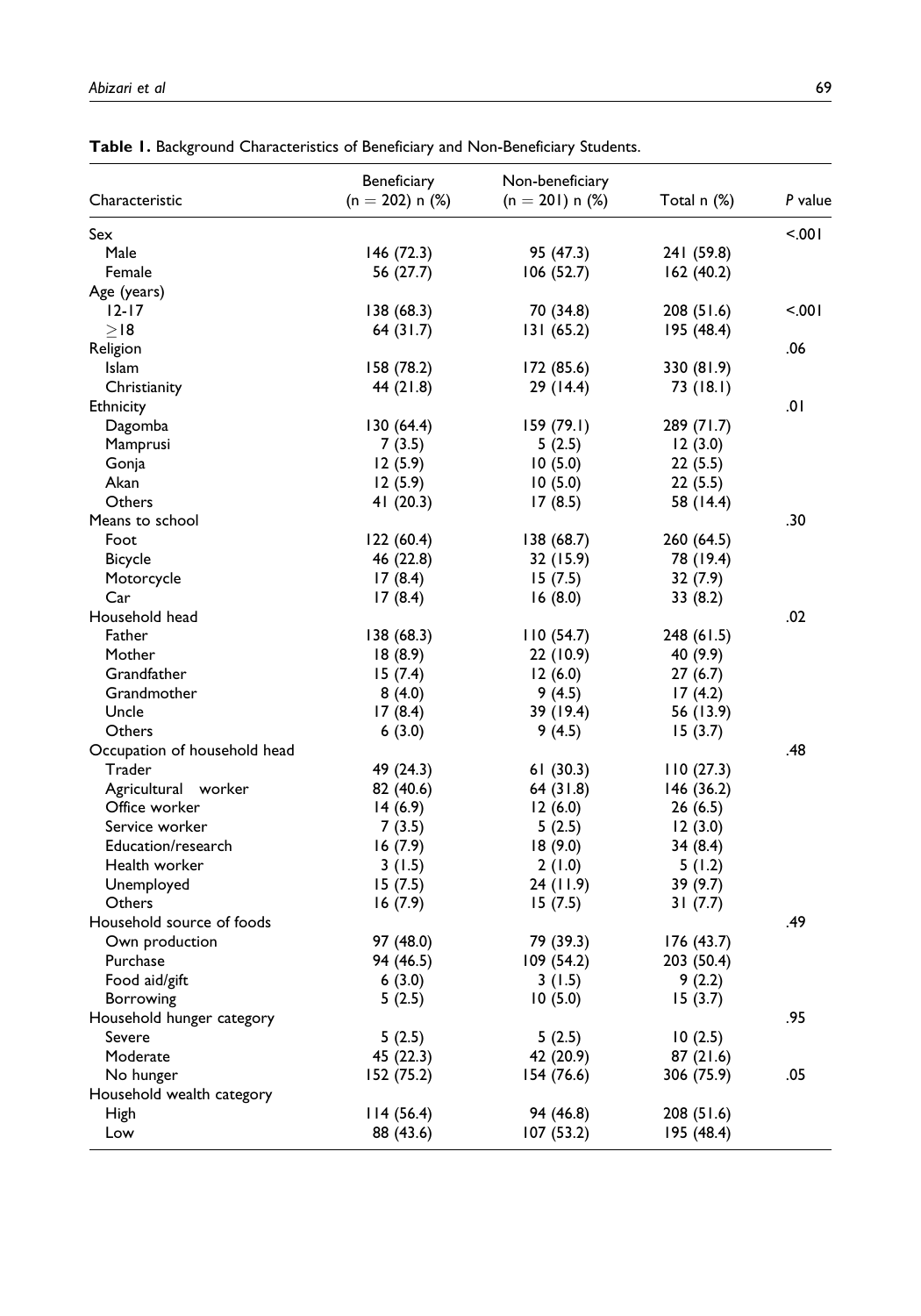**Table 1.** Background Characteristics of Beneficiary and Non-Beneficiary Students.

| Characteristic | Beneficiary (n = 202) n (%) | Non-beneficiary (n = 201) n (%) | Total n (%) | *P* value |
|---|---|---|---|---|
| Sex | | | | <.001 |
| Male | 146 (72.3) | 95 (47.3) | 241 (59.8) | |
| Female | 56 (27.7) | 106 (52.7) | 162 (40.2) | |
| Age (years) | | | | |
| 12-17 | 138 (68.3) | 70 (34.8) | 208 (51.6) | <.001 |
| ≥18 | 64 (31.7) | 131 (65.2) | 195 (48.4) | |
| Religion | | | | .06 |
| Islam | 158 (78.2) | 172 (85.6) | 330 (81.9) | |
| Christianity | 44 (21.8) | 29 (14.4) | 73 (18.1) | |
| Ethnicity | | | | .01 |
| Dagomba | 130 (64.4) | 159 (79.1) | 289 (71.7) | |
| Mamprusi | 7 (3.5) | 5 (2.5) | 12 (3.0) | |
| Gonja | 12 (5.9) | 10 (5.0) | 22 (5.5) | |
| Akan | 12 (5.9) | 10 (5.0) | 22 (5.5) | |
| Others | 41 (20.3) | 17 (8.5) | 58 (14.4) | |
| Means to school | | | | .30 |
| Foot | 122 (60.4) | 138 (68.7) | 260 (64.5) | |
| Bicycle | 46 (22.8) | 32 (15.9) | 78 (19.4) | |
| Motorcycle | 17 (8.4) | 15 (7.5) | 32 (7.9) | |
| Car | 17 (8.4) | 16 (8.0) | 33 (8.2) | |
| Household head | | | | .02 |
| Father | 138 (68.3) | 110 (54.7) | 248 (61.5) | |
| Mother | 18 (8.9) | 22 (10.9) | 40 (9.9) | |
| Grandfather | 15 (7.4) | 12 (6.0) | 27 (6.7) | |
| Grandmother | 8 (4.0) | 9 (4.5) | 17 (4.2) | |
| Uncle | 17 (8.4) | 39 (19.4) | 56 (13.9) | |
| Others | 6 (3.0) | 9 (4.5) | 15 (3.7) | |
| Occupation of household head | | | | .48 |
| Trader | 49 (24.3) | 61 (30.3) | 110 (27.3) | |
| Agricultural worker | 82 (40.6) | 64 (31.8) | 146 (36.2) | |
| Office worker | 14 (6.9) | 12 (6.0) | 26 (6.5) | |
| Service worker | 7 (3.5) | 5 (2.5) | 12 (3.0) | |
| Education/research | 16 (7.9) | 18 (9.0) | 34 (8.4) | |
| Health worker | 3 (1.5) | 2 (1.0) | 5 (1.2) | |
| Unemployed | 15 (7.5) | 24 (11.9) | 39 (9.7) | |
| Others | 16 (7.9) | 15 (7.5) | 31 (7.7) | |
| Household source of foods | | | | .49 |
| Own production | 97 (48.0) | 79 (39.3) | 176 (43.7) | |
| Purchase | 94 (46.5) | 109 (54.2) | 203 (50.4) | |
| Food aid/gift | 6 (3.0) | 3 (1.5) | 9 (2.2) | |
| Borrowing | 5 (2.5) | 10 (5.0) | 15 (3.7) | |
| Household hunger category | | | | .95 |
| Severe | 5 (2.5) | 5 (2.5) | 10 (2.5) | |
| Moderate | 45 (22.3) | 42 (20.9) | 87 (21.6) | |
| No hunger | 152 (75.2) | 154 (76.6) | 306 (75.9) | .05 |
| Household wealth category | | | | |
| High | 114 (56.4) | 94 (46.8) | 208 (51.6) | |
| Low | 88 (43.6) | 107 (53.2) | 195 (48.4) | |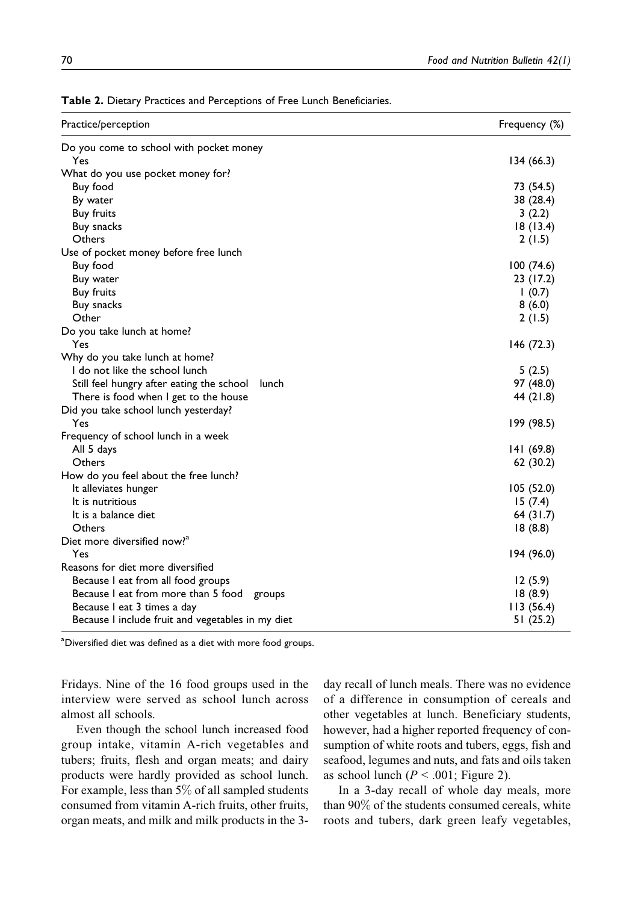**Table 2.** Dietary Practices and Perceptions of Free Lunch Beneficiaries.

| Practice/perception | Frequency (%) |
|---|---|
| Do you come to school with pocket money | |
| Yes | 134 (66.3) |
| What do you use pocket money for? | |
| Buy food | 73 (54.5) |
| By water | 38 (28.4) |
| Buy fruits | 3 (2.2) |
| Buy snacks | 18 (13.4) |
| Others | 2 (1.5) |
| Use of pocket money before free lunch | |
| Buy food | 100 (74.6) |
| Buy water | 23 (17.2) |
| Buy fruits | 1 (0.7) |
| Buy snacks | 8 (6.0) |
| Other | 2 (1.5) |
| Do you take lunch at home? | |
| Yes | 146 (72.3) |
| Why do you take lunch at home? | |
| I do not like the school lunch | 5 (2.5) |
| Still feel hungry after eating the school lunch | 97 (48.0) |
| There is food when I get to the house | 44 (21.8) |
| Did you take school lunch yesterday? | |
| Yes | 199 (98.5) |
| Frequency of school lunch in a week | |
| All 5 days | 141 (69.8) |
| Others | 62 (30.2) |
| How do you feel about the free lunch? | |
| It alleviates hunger | 105 (52.0) |
| It is nutritious | 15 (7.4) |
| It is a balance diet | 64 (31.7) |
| Others | 18 (8.8) |
| Diet more diversified now?[a] | |
| Yes | 194 (96.0) |
| Reasons for diet more diversified | |
| Because I eat from all food groups | 12 (5.9) |
| Because I eat from more than 5 food groups | 18 (8.9) |
| Because I eat 3 times a day | 113 (56.4) |
| Because I include fruit and vegetables in my diet | 51 (25.2) |

[a]Diversified diet was defined as a diet with more food groups.

Fridays. Nine of the 16 food groups used in the interview were served as school lunch across almost all schools.

Even though the school lunch increased food group intake, vitamin A-rich vegetables and tubers; fruits, flesh and organ meats; and dairy products were hardly provided as school lunch. For example, less than 5% of all sampled students consumed from vitamin A-rich fruits, other fruits, organ meats, and milk and milk products in the 3-day recall of lunch meals. There was no evidence of a difference in consumption of cereals and other vegetables at lunch. Beneficiary students, however, had a higher reported frequency of consumption of white roots and tubers, eggs, fish and seafood, legumes and nuts, and fats and oils taken as school lunch ($P < .001$; Figure 2).

In a 3-day recall of whole day meals, more than 90% of the students consumed cereals, white roots and tubers, dark green leafy vegetables,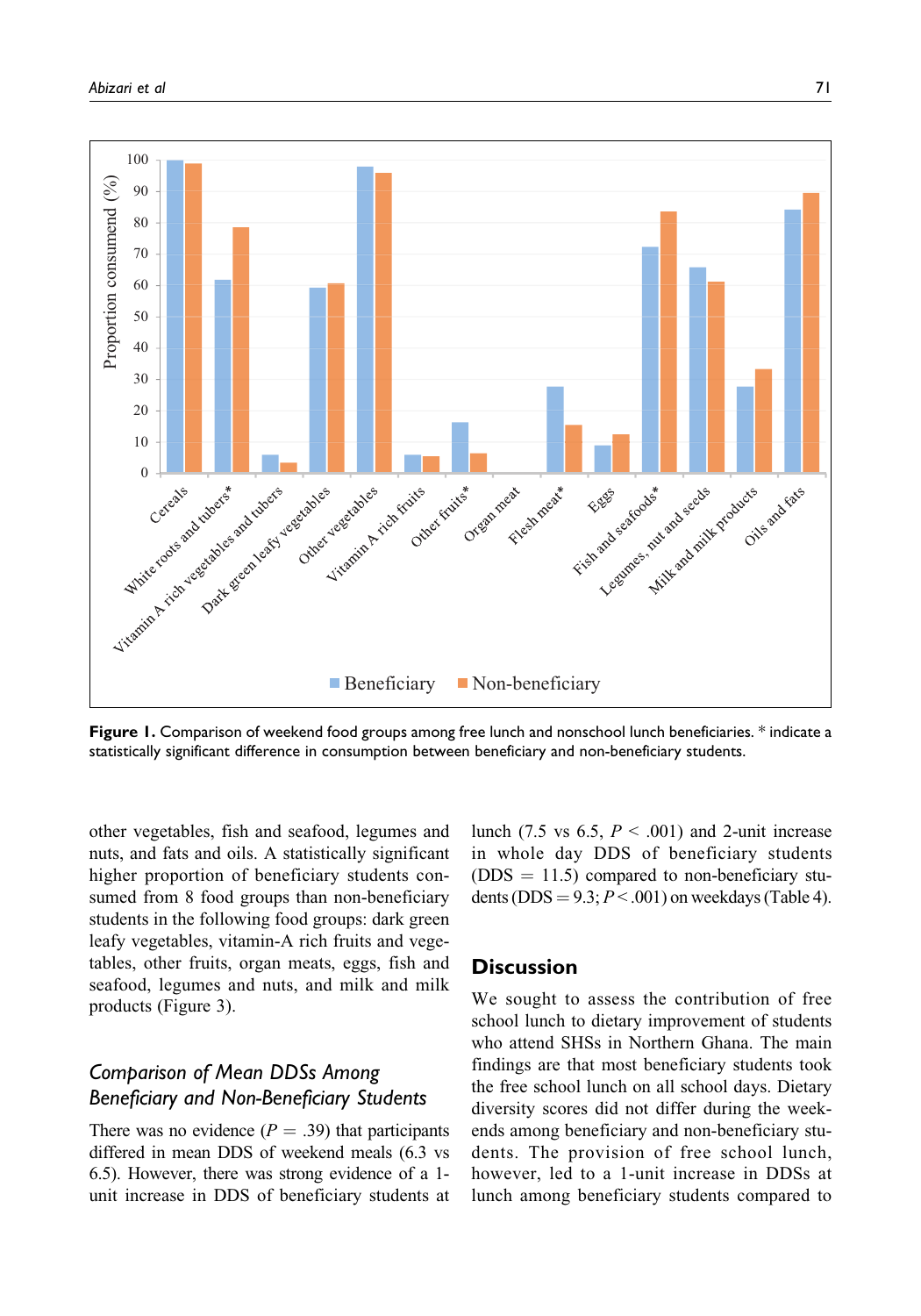Figure 1. Comparison of weekend food groups among free lunch and nonschool lunch beneficiaries. * indicate a statistically significant difference in consumption between beneficiary and non-beneficiary students.

other vegetables, fish and seafood, legumes and nuts, and fats and oils. A statistically significant higher proportion of beneficiary students consumed from 8 food groups than non-beneficiary students in the following food groups: dark green leafy vegetables, vitamin-A rich fruits and vegetables, other fruits, organ meats, eggs, fish and seafood, legumes and nuts, and milk and milk products (Figure 3).

### Comparison of Mean DDSs Among Beneficiary and Non-Beneficiary Students

There was no evidence ($P = .39$) that participants differed in mean DDS of weekend meals (6.3 vs 6.5). However, there was strong evidence of a 1-unit increase in DDS of beneficiary students at lunch (7.5 vs 6.5, $P < .001$) and 2-unit increase in whole day DDS of beneficiary students (DDS = 11.5) compared to non-beneficiary students (DDS = 9.3; $P < .001$) on weekdays (Table 4).

## Discussion

We sought to assess the contribution of free school lunch to dietary improvement of students who attend SHSs in Northern Ghana. The main findings are that most beneficiary students took the free school lunch on all school days. Dietary diversity scores did not differ during the weekends among beneficiary and non-beneficiary students. The provision of free school lunch, however, led to a 1-unit increase in DDSs at lunch among beneficiary students compared to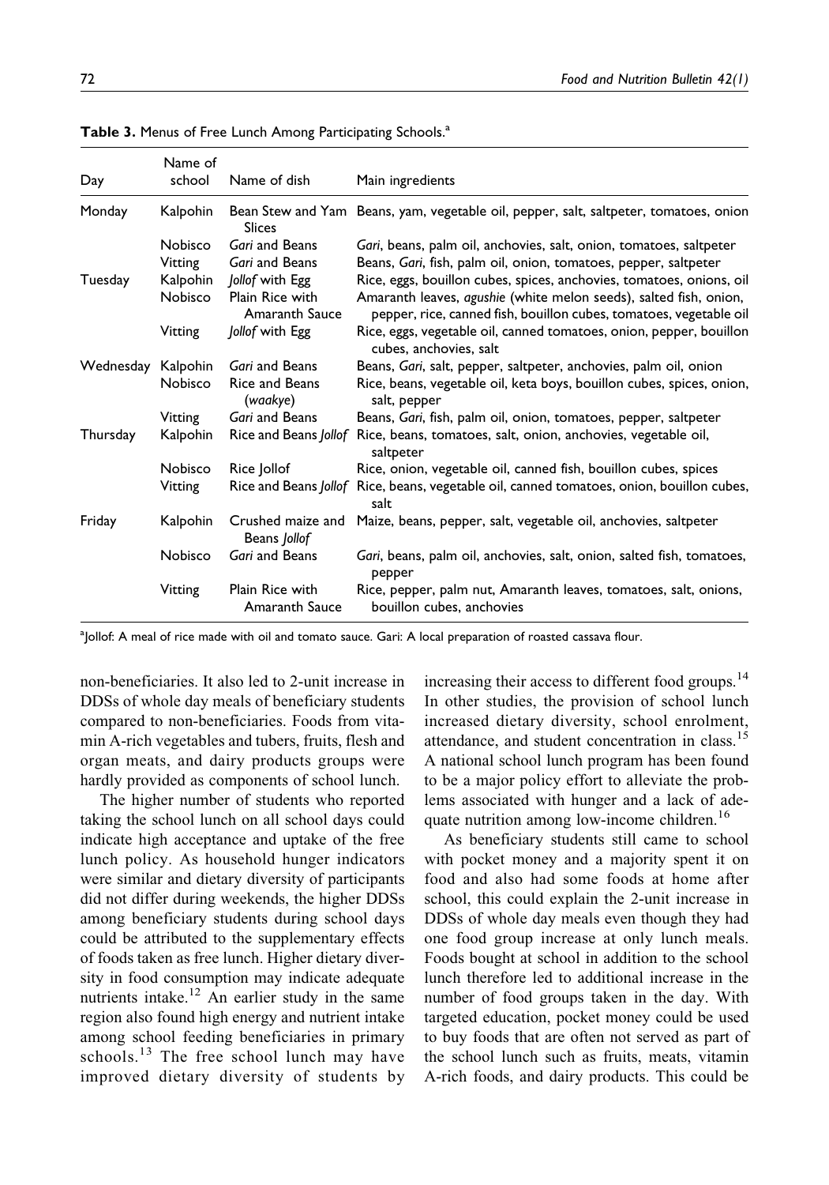**Table 3.** Menus of Free Lunch Among Participating Schools.[a]

| Day | Name of school | Name of dish | Main ingredients |
|---|---|---|---|
| Monday | Kalpohin | Bean Stew and Yam Slices | Beans, yam, vegetable oil, pepper, salt, saltpeter, tomatoes, onion |
| | Nobisco | *Gari* and Beans | *Gari*, beans, palm oil, anchovies, salt, onion, tomatoes, saltpeter |
| | Vitting | *Gari* and Beans | Beans, *Gari*, fish, palm oil, onion, tomatoes, pepper, saltpeter |
| Tuesday | Kalpohin | *Jollof* with Egg | Rice, eggs, bouillon cubes, spices, anchovies, tomatoes, onions, oil |
| | Nobisco | Plain Rice with Amaranth Sauce | Amaranth leaves, *agushie* (white melon seeds), salted fish, onion, pepper, rice, canned fish, bouillon cubes, tomatoes, vegetable oil |
| | Vitting | *Jollof* with Egg | Rice, eggs, vegetable oil, canned tomatoes, onion, pepper, bouillon cubes, anchovies, salt |
| Wednesday | Kalpohin | *Gari* and Beans | Beans, *Gari*, salt, pepper, saltpeter, anchovies, palm oil, onion |
| | Nobisco | Rice and Beans (*waakye*) | Rice, beans, vegetable oil, keta boys, bouillon cubes, spices, onion, salt, pepper |
| | Vitting | *Gari* and Beans | Beans, *Gari*, fish, palm oil, onion, tomatoes, pepper, saltpeter |
| Thursday | Kalpohin | Rice and Beans *Jollof* | Rice, beans, tomatoes, salt, onion, anchovies, vegetable oil, saltpeter |
| | Nobisco | Rice Jollof | Rice, onion, vegetable oil, canned fish, bouillon cubes, spices |
| | Vitting | Rice and Beans *Jollof* | Rice, beans, vegetable oil, canned tomatoes, onion, bouillon cubes, salt |
| Friday | Kalpohin | Crushed maize and Beans *Jollof* | Maize, beans, pepper, salt, vegetable oil, anchovies, saltpeter |
| | Nobisco | *Gari* and Beans | *Gari*, beans, palm oil, anchovies, salt, onion, salted fish, tomatoes, pepper |
| | Vitting | Plain Rice with Amaranth Sauce | Rice, pepper, palm nut, Amaranth leaves, tomatoes, salt, onions, bouillon cubes, anchovies |

[a]Jollof: A meal of rice made with oil and tomato sauce. Gari: A local preparation of roasted cassava flour.

non-beneficiaries. It also led to 2-unit increase in DDSs of whole day meals of beneficiary students compared to non-beneficiaries. Foods from vitamin A-rich vegetables and tubers, fruits, flesh and organ meats, and dairy products groups were hardly provided as components of school lunch.

The higher number of students who reported taking the school lunch on all school days could indicate high acceptance and uptake of the free lunch policy. As household hunger indicators were similar and dietary diversity of participants did not differ during weekends, the higher DDSs among beneficiary students during school days could be attributed to the supplementary effects of foods taken as free lunch. Higher dietary diversity in food consumption may indicate adequate nutrients intake.[12] An earlier study in the same region also found high energy and nutrient intake among school feeding beneficiaries in primary schools.[13] The free school lunch may have improved dietary diversity of students by increasing their access to different food groups.[14] In other studies, the provision of school lunch increased dietary diversity, school enrolment, attendance, and student concentration in class.[15] A national school lunch program has been found to be a major policy effort to alleviate the problems associated with hunger and a lack of adequate nutrition among low-income children.[16]

As beneficiary students still came to school with pocket money and a majority spent it on food and also had some foods at home after school, this could explain the 2-unit increase in DDSs of whole day meals even though they had one food group increase at only lunch meals. Foods bought at school in addition to the school lunch therefore led to additional increase in the number of food groups taken in the day. With targeted education, pocket money could be used to buy foods that are often not served as part of the school lunch such as fruits, meats, vitamin A-rich foods, and dairy products. This could be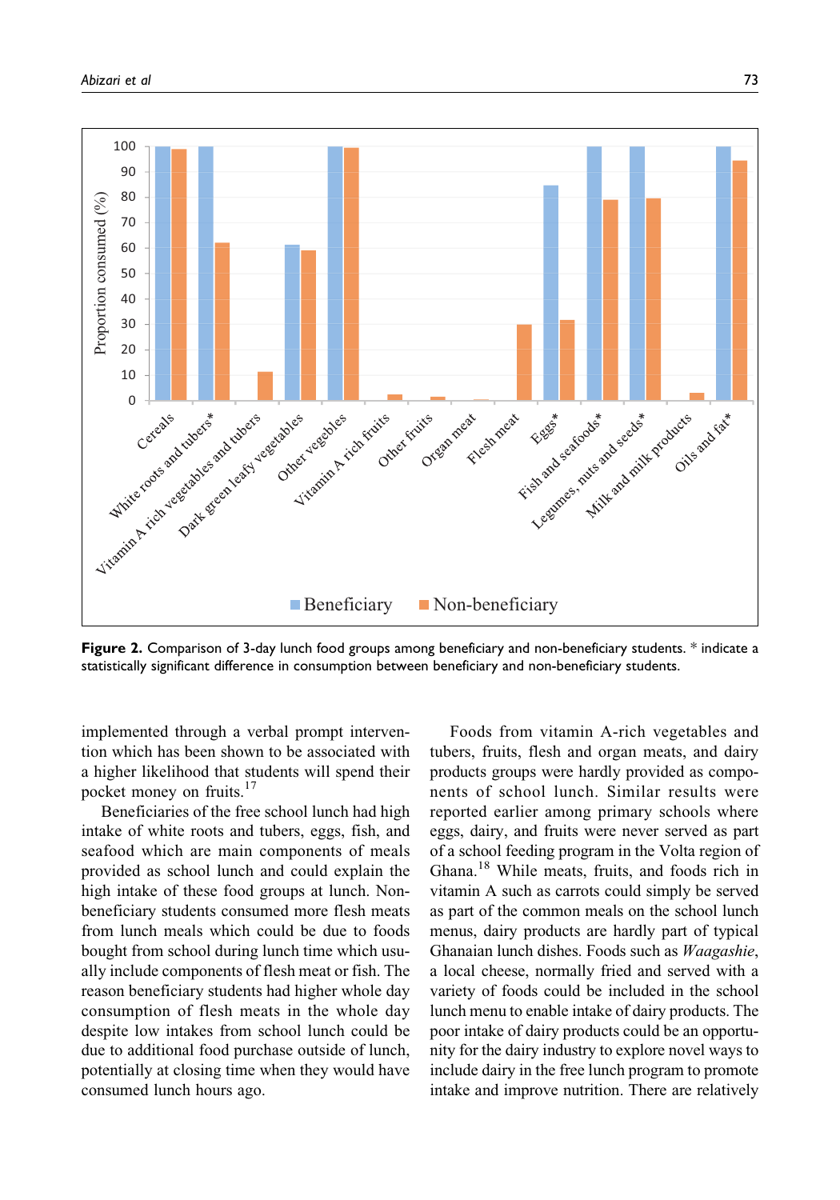**Figure 2.** Comparison of 3-day lunch food groups among beneficiary and non-beneficiary students. * indicate a statistically significant difference in consumption between beneficiary and non-beneficiary students.

implemented through a verbal prompt intervention which has been shown to be associated with a higher likelihood that students will spend their pocket money on fruits.[17]

Beneficiaries of the free school lunch had high intake of white roots and tubers, eggs, fish, and seafood which are main components of meals provided as school lunch and could explain the high intake of these food groups at lunch. Non-beneficiary students consumed more flesh meats from lunch meals which could be due to foods bought from school during lunch time which usually include components of flesh meat or fish. The reason beneficiary students had higher whole day consumption of flesh meats in the whole day despite low intakes from school lunch could be due to additional food purchase outside of lunch, potentially at closing time when they would have consumed lunch hours ago.

Foods from vitamin A-rich vegetables and tubers, fruits, flesh and organ meats, and dairy products groups were hardly provided as components of school lunch. Similar results were reported earlier among primary schools where eggs, dairy, and fruits were never served as part of a school feeding program in the Volta region of Ghana.[18] While meats, fruits, and foods rich in vitamin A such as carrots could simply be served as part of the common meals on the school lunch menus, dairy products are hardly part of typical Ghanaian lunch dishes. Foods such as *Waagashie*, a local cheese, normally fried and served with a variety of foods could be included in the school lunch menu to enable intake of dairy products. The poor intake of dairy products could be an opportunity for the dairy industry to explore novel ways to include dairy in the free lunch program to promote intake and improve nutrition. There are relatively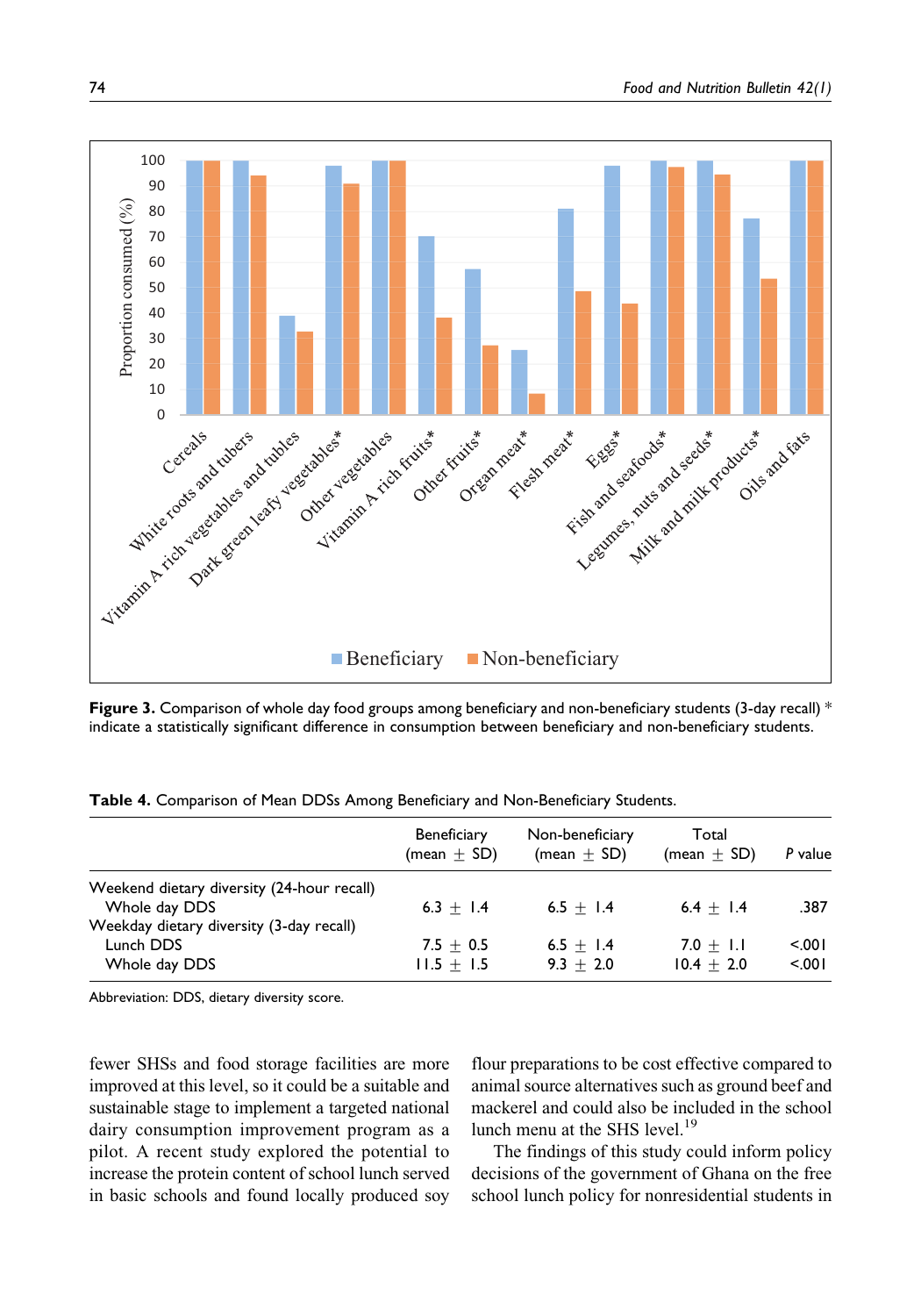**Figure 3.** Comparison of whole day food groups among beneficiary and non-beneficiary students (3-day recall) * indicate a statistically significant difference in consumption between beneficiary and non-beneficiary students.

**Table 4.** Comparison of Mean DDSs Among Beneficiary and Non-Beneficiary Students.

| | Beneficiary (mean ± SD) | Non-beneficiary (mean ± SD) | Total (mean ± SD) | *P* value |
|---|---|---|---|---|
| Weekend dietary diversity (24-hour recall) | | | | |
| Whole day DDS | 6.3 ± 1.4 | 6.5 ± 1.4 | 6.4 ± 1.4 | .387 |
| Weekday dietary diversity (3-day recall) | | | | |
| Lunch DDS | 7.5 ± 0.5 | 6.5 ± 1.4 | 7.0 ± 1.1 | <.001 |
| Whole day DDS | 11.5 ± 1.5 | 9.3 ± 2.0 | 10.4 ± 2.0 | <.001 |

Abbreviation: DDS, dietary diversity score.

fewer SHSs and food storage facilities are more improved at this level, so it could be a suitable and sustainable stage to implement a targeted national dairy consumption improvement program as a pilot. A recent study explored the potential to increase the protein content of school lunch served in basic schools and found locally produced soy flour preparations to be cost effective compared to animal source alternatives such as ground beef and mackerel and could also be included in the school lunch menu at the SHS level.[19]

The findings of this study could inform policy decisions of the government of Ghana on the free school lunch policy for nonresidential students in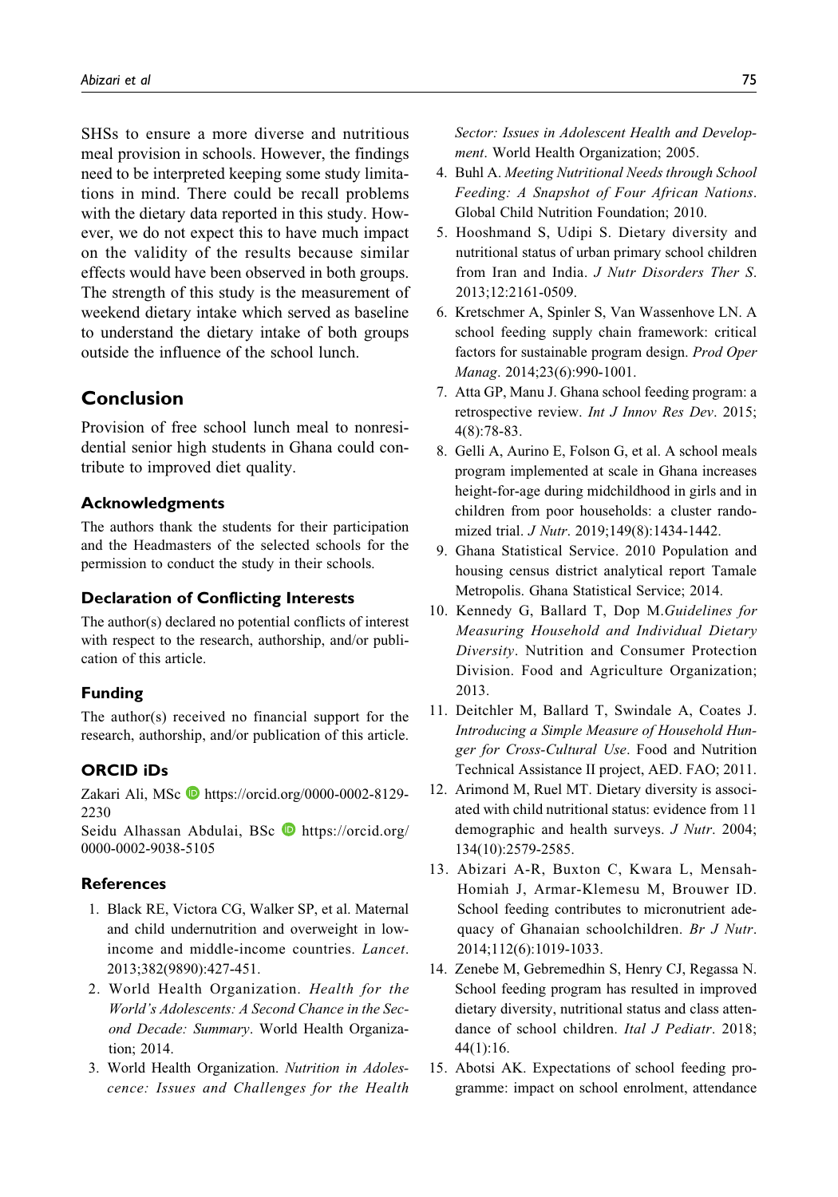SHSs to ensure a more diverse and nutritious meal provision in schools. However, the findings need to be interpreted keeping some study limitations in mind. There could be recall problems with the dietary data reported in this study. However, we do not expect this to have much impact on the validity of the results because similar effects would have been observed in both groups. The strength of this study is the measurement of weekend dietary intake which served as baseline to understand the dietary intake of both groups outside the influence of the school lunch.

## Conclusion

Provision of free school lunch meal to nonresidential senior high students in Ghana could contribute to improved diet quality.

### Acknowledgments

The authors thank the students for their participation and the Headmasters of the selected schools for the permission to conduct the study in their schools.

### Declaration of Conflicting Interests

The author(s) declared no potential conflicts of interest with respect to the research, authorship, and/or publication of this article.

### Funding

The author(s) received no financial support for the research, authorship, and/or publication of this article.

### ORCID iDs

Zakari Ali, MSc https://orcid.org/0000-0002-8129-2230

Seidu Alhassan Abdulai, BSc https://orcid.org/0000-0002-9038-5105

### References

1. Black RE, Victora CG, Walker SP, et al. Maternal and child undernutrition and overweight in low-income and middle-income countries. *Lancet*. 2013;382(9890):427-451.
2. World Health Organization. *Health for the World's Adolescents: A Second Chance in the Second Decade: Summary*. World Health Organization; 2014.
3. World Health Organization. *Nutrition in Adolescence: Issues and Challenges for the Health Sector: Issues in Adolescent Health and Development*. World Health Organization; 2005.
4. Buhl A. *Meeting Nutritional Needs through School Feeding: A Snapshot of Four African Nations*. Global Child Nutrition Foundation; 2010.
5. Hooshmand S, Udipi S. Dietary diversity and nutritional status of urban primary school children from Iran and India. *J Nutr Disorders Ther S*. 2013;12:2161-0509.
6. Kretschmer A, Spinler S, Van Wassenhove LN. A school feeding supply chain framework: critical factors for sustainable program design. *Prod Oper Manag*. 2014;23(6):990-1001.
7. Atta GP, Manu J. Ghana school feeding program: a retrospective review. *Int J Innov Res Dev*. 2015;4(8):78-83.
8. Gelli A, Aurino E, Folson G, et al. A school meals program implemented at scale in Ghana increases height-for-age during midchildhood in girls and in children from poor households: a cluster randomized trial. *J Nutr*. 2019;149(8):1434-1442.
9. Ghana Statistical Service. 2010 Population and housing census district analytical report Tamale Metropolis. Ghana Statistical Service; 2014.
10. Kennedy G, Ballard T, Dop M.*Guidelines for Measuring Household and Individual Dietary Diversity*. Nutrition and Consumer Protection Division. Food and Agriculture Organization; 2013.
11. Deitchler M, Ballard T, Swindale A, Coates J. *Introducing a Simple Measure of Household Hunger for Cross-Cultural Use*. Food and Nutrition Technical Assistance II project, AED. FAO; 2011.
12. Arimond M, Ruel MT. Dietary diversity is associated with child nutritional status: evidence from 11 demographic and health surveys. *J Nutr*. 2004;134(10):2579-2585.
13. Abizari A-R, Buxton C, Kwara L, Mensah-Homiah J, Armar-Klemesu M, Brouwer ID. School feeding contributes to micronutrient adequacy of Ghanaian schoolchildren. *Br J Nutr*. 2014;112(6):1019-1033.
14. Zenebe M, Gebremedhin S, Henry CJ, Regassa N. School feeding program has resulted in improved dietary diversity, nutritional status and class attendance of school children. *Ital J Pediatr*. 2018;44(1):16.
15. Abotsi AK. Expectations of school feeding programme: impact on school enrolment, attendance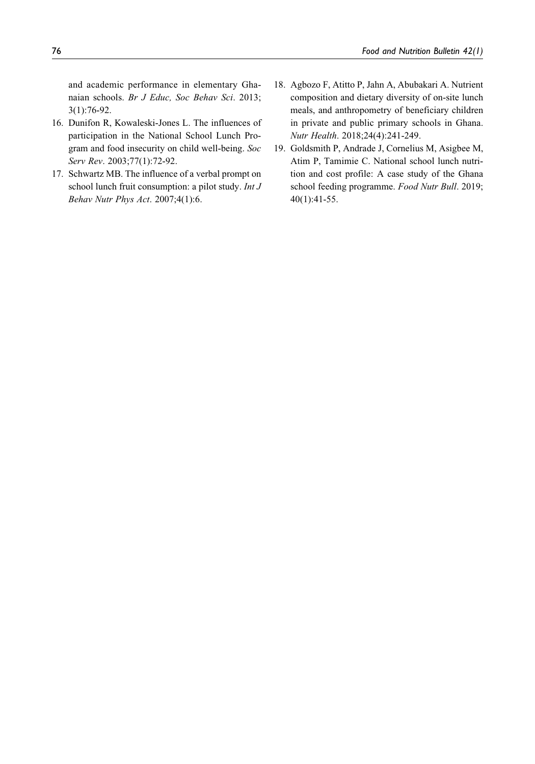and academic performance in elementary Ghanaian schools. *Br J Educ, Soc Behav Sci*. 2013; 3(1):76-92.

16. Dunifon R, Kowaleski-Jones L. The influences of participation in the National School Lunch Program and food insecurity on child well-being. *Soc Serv Rev*. 2003;77(1):72-92.
17. Schwartz MB. The influence of a verbal prompt on school lunch fruit consumption: a pilot study. *Int J Behav Nutr Phys Act*. 2007;4(1):6.
18. Agbozo F, Atitto P, Jahn A, Abubakari A. Nutrient composition and dietary diversity of on-site lunch meals, and anthropometry of beneficiary children in private and public primary schools in Ghana. *Nutr Health*. 2018;24(4):241-249.
19. Goldsmith P, Andrade J, Cornelius M, Asigbee M, Atim P, Tamimie C. National school lunch nutrition and cost profile: A case study of the Ghana school feeding programme. *Food Nutr Bull*. 2019; 40(1):41-55.